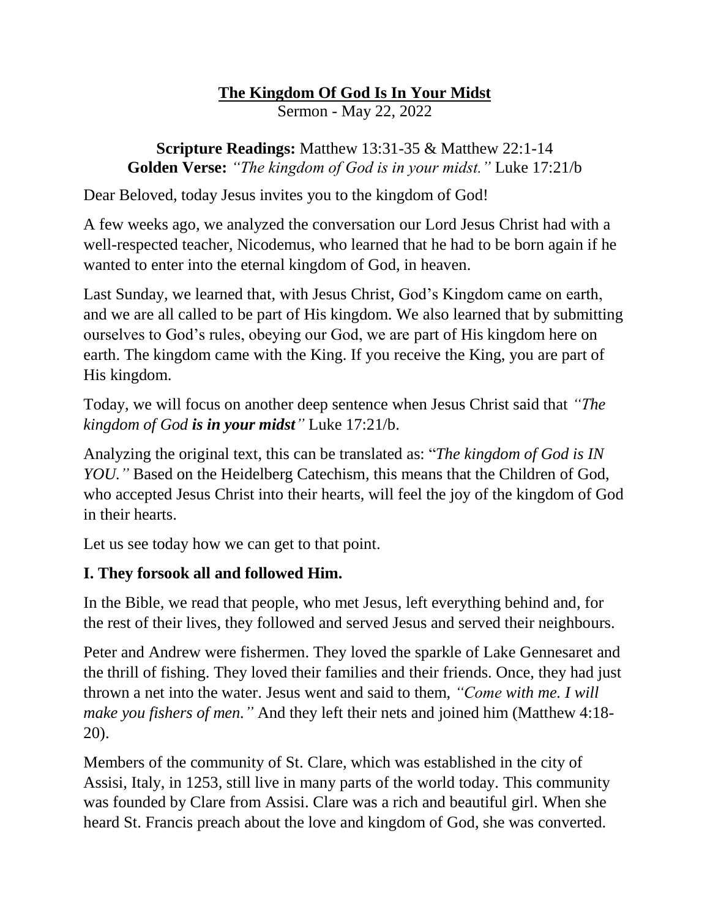# **The Kingdom Of God Is In Your Midst**

Sermon - May 22, 2022

**Scripture Readings:** Matthew 13:31-35 & Matthew 22:1-14
**Golden Verse:** *"The kingdom of God is in your midst."* Luke 17:21/b

Dear Beloved, today Jesus invites you to the kingdom of God!

A few weeks ago, we analyzed the conversation our Lord Jesus Christ had with a well-respected teacher, Nicodemus, who learned that he had to be born again if he wanted to enter into the eternal kingdom of God, in heaven.

Last Sunday, we learned that, with Jesus Christ, God's Kingdom came on earth, and we are all called to be part of His kingdom. We also learned that by submitting ourselves to God's rules, obeying our God, we are part of His kingdom here on earth. The kingdom came with the King. If you receive the King, you are part of His kingdom.

Today, we will focus on another deep sentence when Jesus Christ said that *"The kingdom of God **is in your midst**"* Luke 17:21/b.

Analyzing the original text, this can be translated as: "*The kingdom of God is IN YOU."* Based on the Heidelberg Catechism, this means that the Children of God, who accepted Jesus Christ into their hearts, will feel the joy of the kingdom of God in their hearts.

Let us see today how we can get to that point.

## **I. They forsook all and followed Him.**

In the Bible, we read that people, who met Jesus, left everything behind and, for the rest of their lives, they followed and served Jesus and served their neighbours.

Peter and Andrew were fishermen. They loved the sparkle of Lake Gennesaret and the thrill of fishing. They loved their families and their friends. Once, they had just thrown a net into the water. Jesus went and said to them, *"Come with me. I will make you fishers of men."* And they left their nets and joined him (Matthew 4:18-20).

Members of the community of St. Clare, which was established in the city of Assisi, Italy, in 1253, still live in many parts of the world today. This community was founded by Clare from Assisi. Clare was a rich and beautiful girl. When she heard St. Francis preach about the love and kingdom of God, she was converted.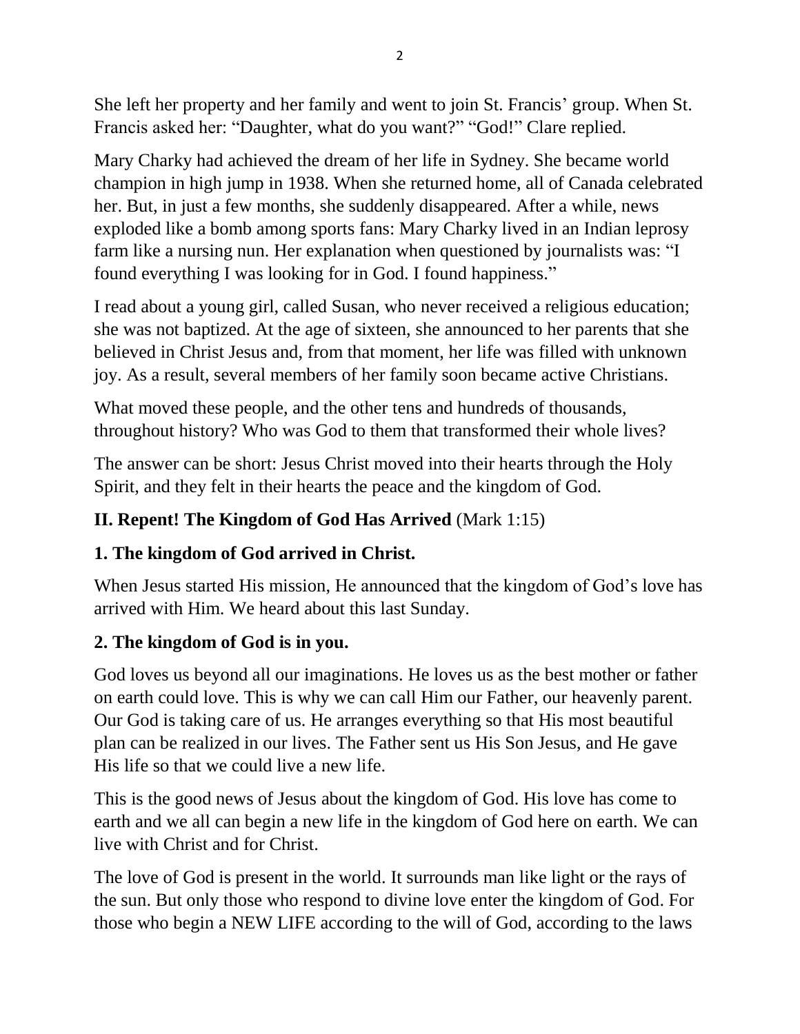She left her property and her family and went to join St. Francis' group. When St. Francis asked her: "Daughter, what do you want?" "God!" Clare replied.

Mary Charky had achieved the dream of her life in Sydney. She became world champion in high jump in 1938. When she returned home, all of Canada celebrated her. But, in just a few months, she suddenly disappeared. After a while, news exploded like a bomb among sports fans: Mary Charky lived in an Indian leprosy farm like a nursing nun. Her explanation when questioned by journalists was: "I found everything I was looking for in God. I found happiness."

I read about a young girl, called Susan, who never received a religious education; she was not baptized. At the age of sixteen, she announced to her parents that she believed in Christ Jesus and, from that moment, her life was filled with unknown joy. As a result, several members of her family soon became active Christians.

What moved these people, and the other tens and hundreds of thousands, throughout history? Who was God to them that transformed their whole lives?

The answer can be short: Jesus Christ moved into their hearts through the Holy Spirit, and they felt in their hearts the peace and the kingdom of God.

## II. Repent! The Kingdom of God Has Arrived (Mark 1:15)

### 1. The kingdom of God arrived in Christ.

When Jesus started His mission, He announced that the kingdom of God's love has arrived with Him. We heard about this last Sunday.

### 2. The kingdom of God is in you.

God loves us beyond all our imaginations. He loves us as the best mother or father on earth could love. This is why we can call Him our Father, our heavenly parent. Our God is taking care of us. He arranges everything so that His most beautiful plan can be realized in our lives. The Father sent us His Son Jesus, and He gave His life so that we could live a new life.

This is the good news of Jesus about the kingdom of God. His love has come to earth and we all can begin a new life in the kingdom of God here on earth. We can live with Christ and for Christ.

The love of God is present in the world. It surrounds man like light or the rays of the sun. But only those who respond to divine love enter the kingdom of God. For those who begin a NEW LIFE according to the will of God, according to the laws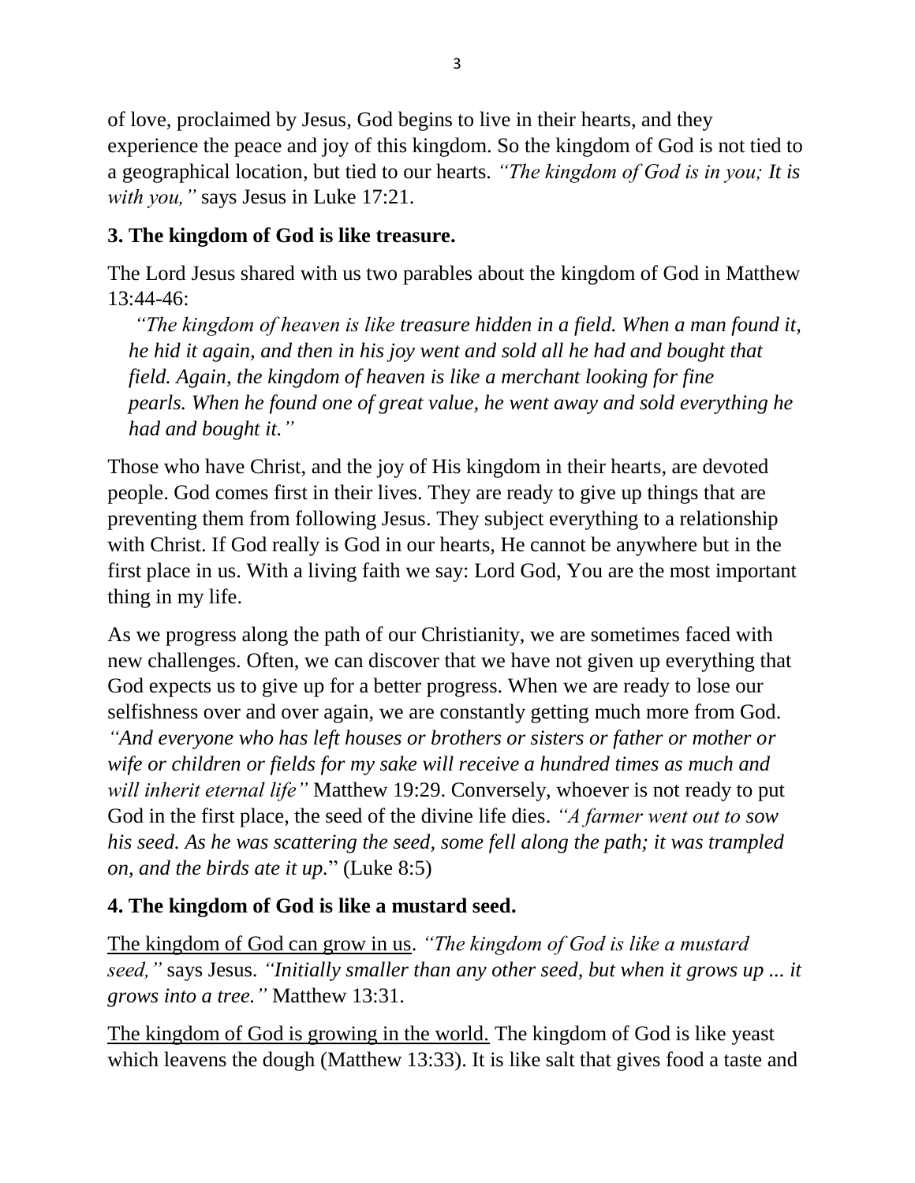of love, proclaimed by Jesus, God begins to live in their hearts, and they experience the peace and joy of this kingdom. So the kingdom of God is not tied to a geographical location, but tied to our hearts. *"The kingdom of God is in you; It is with you,"* says Jesus in Luke 17:21.

**3. The kingdom of God is like treasure.**

The Lord Jesus shared with us two parables about the kingdom of God in Matthew 13:44-46:

> *"The kingdom of heaven is like treasure hidden in a field. When a man found it, he hid it again, and then in his joy went and sold all he had and bought that field. Again, the kingdom of heaven is like a merchant looking for fine pearls. When he found one of great value, he went away and sold everything he had and bought it."*

Those who have Christ, and the joy of His kingdom in their hearts, are devoted people. God comes first in their lives. They are ready to give up things that are preventing them from following Jesus. They subject everything to a relationship with Christ. If God really is God in our hearts, He cannot be anywhere but in the first place in us. With a living faith we say: Lord God, You are the most important thing in my life.

As we progress along the path of our Christianity, we are sometimes faced with new challenges. Often, we can discover that we have not given up everything that God expects us to give up for a better progress. When we are ready to lose our selfishness over and over again, we are constantly getting much more from God. *"And everyone who has left houses or brothers or sisters or father or mother or wife or children or fields for my sake will receive a hundred times as much and will inherit eternal life"* Matthew 19:29. Conversely, whoever is not ready to put God in the first place, the seed of the divine life dies. *"A farmer went out to sow his seed. As he was scattering the seed, some fell along the path; it was trampled on, and the birds ate it up.*" (Luke 8:5)

**4. The kingdom of God is like a mustard seed.**

<u>The kingdom of God can grow in us</u>. *"The kingdom of God is like a mustard seed,"* says Jesus. *"Initially smaller than any other seed, but when it grows up ... it grows into a tree."* Matthew 13:31.

<u>The kingdom of God is growing in the world.</u> The kingdom of God is like yeast which leavens the dough (Matthew 13:33). It is like salt that gives food a taste and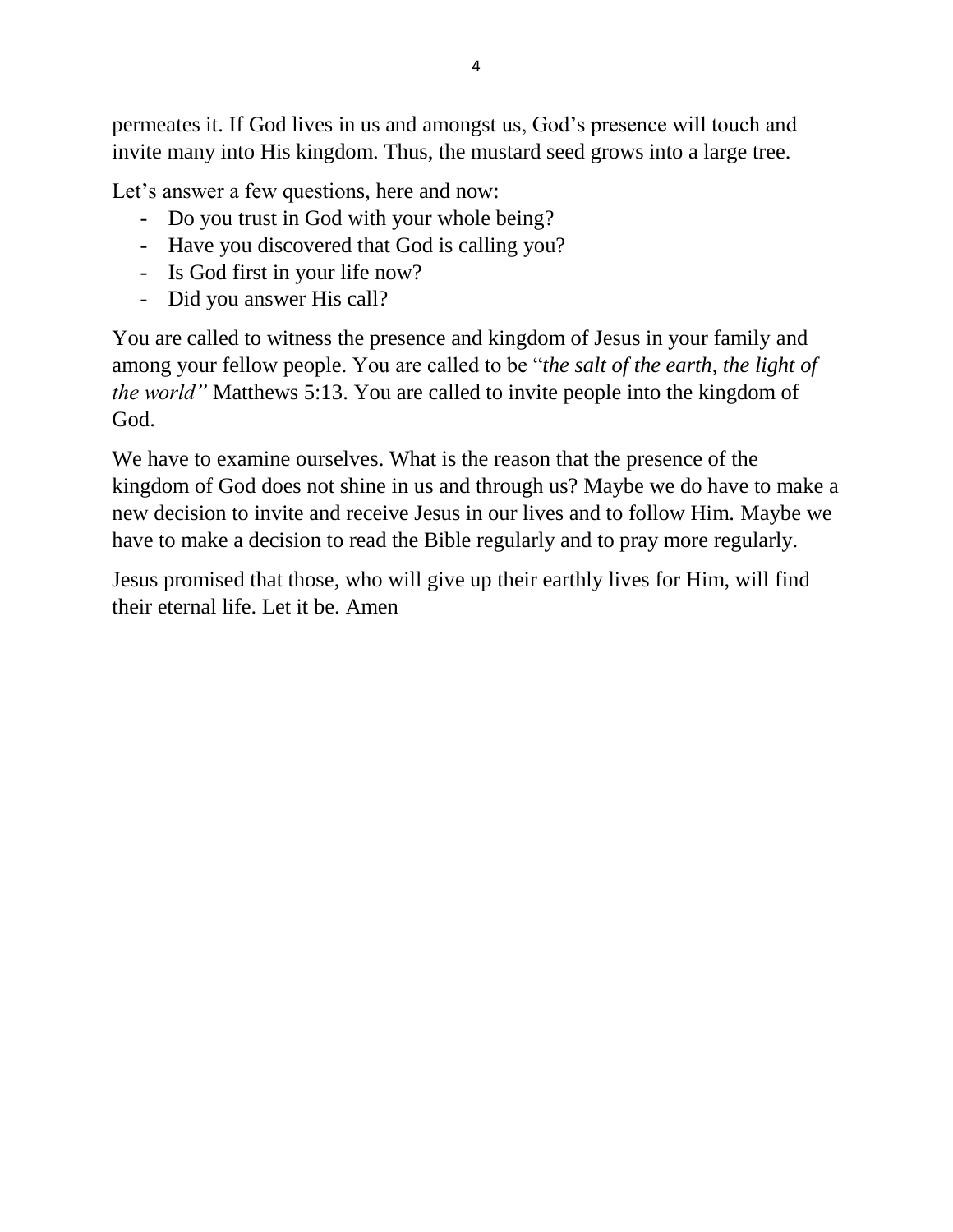permeates it. If God lives in us and amongst us, God's presence will touch and invite many into His kingdom. Thus, the mustard seed grows into a large tree.

Let's answer a few questions, here and now:

- Do you trust in God with your whole being?
- Have you discovered that God is calling you?
- Is God first in your life now?
- Did you answer His call?

You are called to witness the presence and kingdom of Jesus in your family and among your fellow people. You are called to be "*the salt of the earth, the light of the world"* Matthews 5:13. You are called to invite people into the kingdom of God.

We have to examine ourselves. What is the reason that the presence of the kingdom of God does not shine in us and through us? Maybe we do have to make a new decision to invite and receive Jesus in our lives and to follow Him. Maybe we have to make a decision to read the Bible regularly and to pray more regularly.

Jesus promised that those, who will give up their earthly lives for Him, will find their eternal life. Let it be. Amen